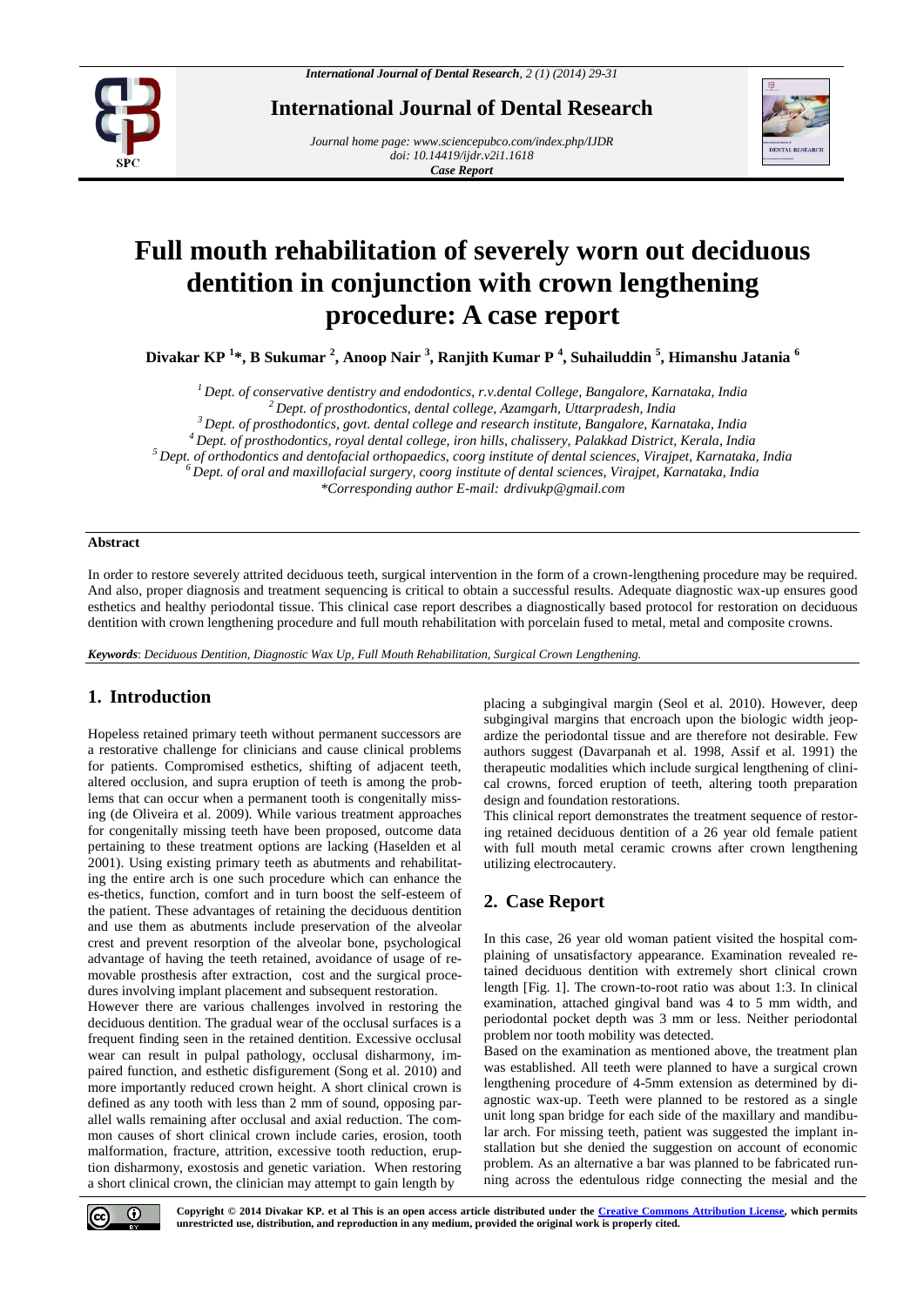# Full mouth rehabilitation of severely worn out deciduous dentition in conjunction with crown lengthening procedure: A case report

**Divakar KP [1]*, B Sukumar [2], Anoop Nair [3], Ranjith Kumar P [4], Suhailuddin [5], Himanshu Jatania [6]**

[1] Dept. of conservative dentistry and endodontics, r.v.dental College, Bangalore, Karnataka, India
[2] Dept. of prosthodontics, dental college, Azamgarh, Uttarpradesh, India
[3] Dept. of prosthodontics, govt. dental college and research institute, Bangalore, Karnataka, India
[4] Dept. of prosthodontics, royal dental college, iron hills, chalissery, Palakkad District, Kerala, India
[5] Dept. of orthodontics and dentofacial orthopaedics, coorg institute of dental sciences, Virajpet, Karnataka, India
[6] Dept. of oral and maxillofacial surgery, coorg institute of dental sciences, Virajpet, Karnataka, India
*Corresponding author E-mail: drdivukp@gmail.com

**Abstract**

In order to restore severely attrited deciduous teeth, surgical intervention in the form of a crown-lengthening procedure may be required. And also, proper diagnosis and treatment sequencing is critical to obtain a successful results. Adequate diagnostic wax-up ensures good esthetics and healthy periodontal tissue. This clinical case report describes a diagnostically based protocol for restoration on deciduous dentition with crown lengthening procedure and full mouth rehabilitation with porcelain fused to metal, metal and composite crowns.

***Keywords***: *Deciduous Dentition, Diagnostic Wax Up, Full Mouth Rehabilitation, Surgical Crown Lengthening.*

## 1. Introduction

Hopeless retained primary teeth without permanent successors are a restorative challenge for clinicians and cause clinical problems for patients. Compromised esthetics, shifting of adjacent teeth, altered occlusion, and supra eruption of teeth is among the problems that can occur when a permanent tooth is congenitally missing (de Oliveira et al. 2009). While various treatment approaches for congenitally missing teeth have been proposed, outcome data pertaining to these treatment options are lacking (Haselden et al 2001). Using existing primary teeth as abutments and rehabilitating the entire arch is one such procedure which can enhance the es-thetics, function, comfort and in turn boost the self-esteem of the patient. These advantages of retaining the deciduous dentition and use them as abutments include preservation of the alveolar crest and prevent resorption of the alveolar bone, psychological advantage of having the teeth retained, avoidance of usage of removable prosthesis after extraction, cost and the surgical procedures involving implant placement and subsequent restoration.

However there are various challenges involved in restoring the deciduous dentition. The gradual wear of the occlusal surfaces is a frequent finding seen in the retained dentition. Excessive occlusal wear can result in pulpal pathology, occlusal disharmony, impaired function, and esthetic disfigurement (Song et al. 2010) and more importantly reduced crown height. A short clinical crown is defined as any tooth with less than 2 mm of sound, opposing parallel walls remaining after occlusal and axial reduction. The common causes of short clinical crown include caries, erosion, tooth malformation, fracture, attrition, excessive tooth reduction, eruption disharmony, exostosis and genetic variation. When restoring a short clinical crown, the clinician may attempt to gain length by placing a subgingival margin (Seol et al. 2010). However, deep subgingival margins that encroach upon the biologic width jeopardize the periodontal tissue and are therefore not desirable. Few authors suggest (Davarpanah et al. 1998, Assif et al. 1991) the therapeutic modalities which include surgical lengthening of clinical crowns, forced eruption of teeth, altering tooth preparation design and foundation restorations.

This clinical report demonstrates the treatment sequence of restoring retained deciduous dentition of a 26 year old female patient with full mouth metal ceramic crowns after crown lengthening utilizing electrocautery.

## 2. Case Report

In this case, 26 year old woman patient visited the hospital complaining of unsatisfactory appearance. Examination revealed retained deciduous dentition with extremely short clinical crown length [Fig. 1]. The crown-to-root ratio was about 1:3. In clinical examination, attached gingival band was 4 to 5 mm width, and periodontal pocket depth was 3 mm or less. Neither periodontal problem nor tooth mobility was detected.

Based on the examination as mentioned above, the treatment plan was established. All teeth were planned to have a surgical crown lengthening procedure of 4-5mm extension as determined by diagnostic wax-up. Teeth were planned to be restored as a single unit long span bridge for each side of the maxillary and mandibular arch. For missing teeth, patient was suggested the implant installation but she denied the suggestion on account of economic problem. As an alternative a bar was planned to be fabricated running across the edentulous ridge connecting the mesial and the

**Copyright © 2014 Divakar KP. et al This is an open access article distributed under the Creative Commons Attribution License, which permits unrestricted use, distribution, and reproduction in any medium, provided the original work is properly cited.**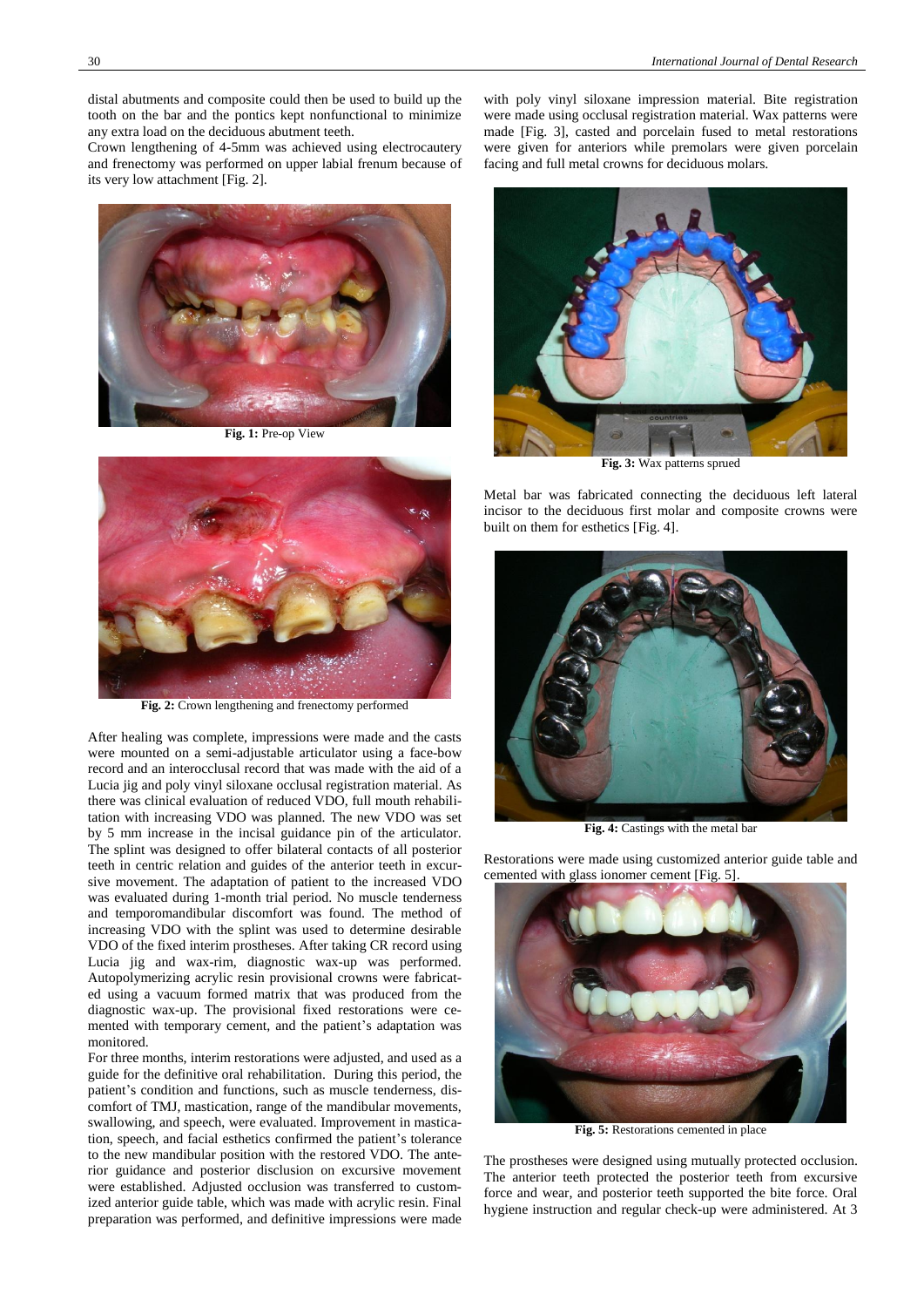distal abutments and composite could then be used to build up the tooth on the bar and the pontics kept nonfunctional to minimize any extra load on the deciduous abutment teeth.

Crown lengthening of 4-5mm was achieved using electrocautery and frenectomy was performed on upper labial frenum because of its very low attachment [Fig. 2].

**Fig. 1:** Pre-op View

**Fig. 2:** Crown lengthening and frenectomy performed

After healing was complete, impressions were made and the casts were mounted on a semi-adjustable articulator using a face-bow record and an interocclusal record that was made with the aid of a Lucia jig and poly vinyl siloxane occlusal registration material. As there was clinical evaluation of reduced VDO, full mouth rehabilitation with increasing VDO was planned. The new VDO was set by 5 mm increase in the incisal guidance pin of the articulator. The splint was designed to offer bilateral contacts of all posterior teeth in centric relation and guides of the anterior teeth in excursive movement. The adaptation of patient to the increased VDO was evaluated during 1-month trial period. No muscle tenderness and temporomandibular discomfort was found. The method of increasing VDO with the splint was used to determine desirable VDO of the fixed interim prostheses. After taking CR record using Lucia jig and wax-rim, diagnostic wax-up was performed. Autopolymerizing acrylic resin provisional crowns were fabricated using a vacuum formed matrix that was produced from the diagnostic wax-up. The provisional fixed restorations were cemented with temporary cement, and the patient's adaptation was monitored.

For three months, interim restorations were adjusted, and used as a guide for the definitive oral rehabilitation. During this period, the patient's condition and functions, such as muscle tenderness, discomfort of TMJ, mastication, range of the mandibular movements, swallowing, and speech, were evaluated. Improvement in mastication, speech, and facial esthetics confirmed the patient's tolerance to the new mandibular position with the restored VDO. The anterior guidance and posterior disclusion on excursive movement were established. Adjusted occlusion was transferred to customized anterior guide table, which was made with acrylic resin. Final preparation was performed, and definitive impressions were made with poly vinyl siloxane impression material. Bite registration were made using occlusal registration material. Wax patterns were made [Fig. 3], casted and porcelain fused to metal restorations were given for anteriors while premolars were given porcelain facing and full metal crowns for deciduous molars.

**Fig. 3:** Wax patterns sprued

Metal bar was fabricated connecting the deciduous left lateral incisor to the deciduous first molar and composite crowns were built on them for esthetics [Fig. 4].

**Fig. 4:** Castings with the metal bar

Restorations were made using customized anterior guide table and cemented with glass ionomer cement [Fig. 5].

**Fig. 5:** Restorations cemented in place

The prostheses were designed using mutually protected occlusion. The anterior teeth protected the posterior teeth from excursive force and wear, and posterior teeth supported the bite force. Oral hygiene instruction and regular check-up were administered. At 3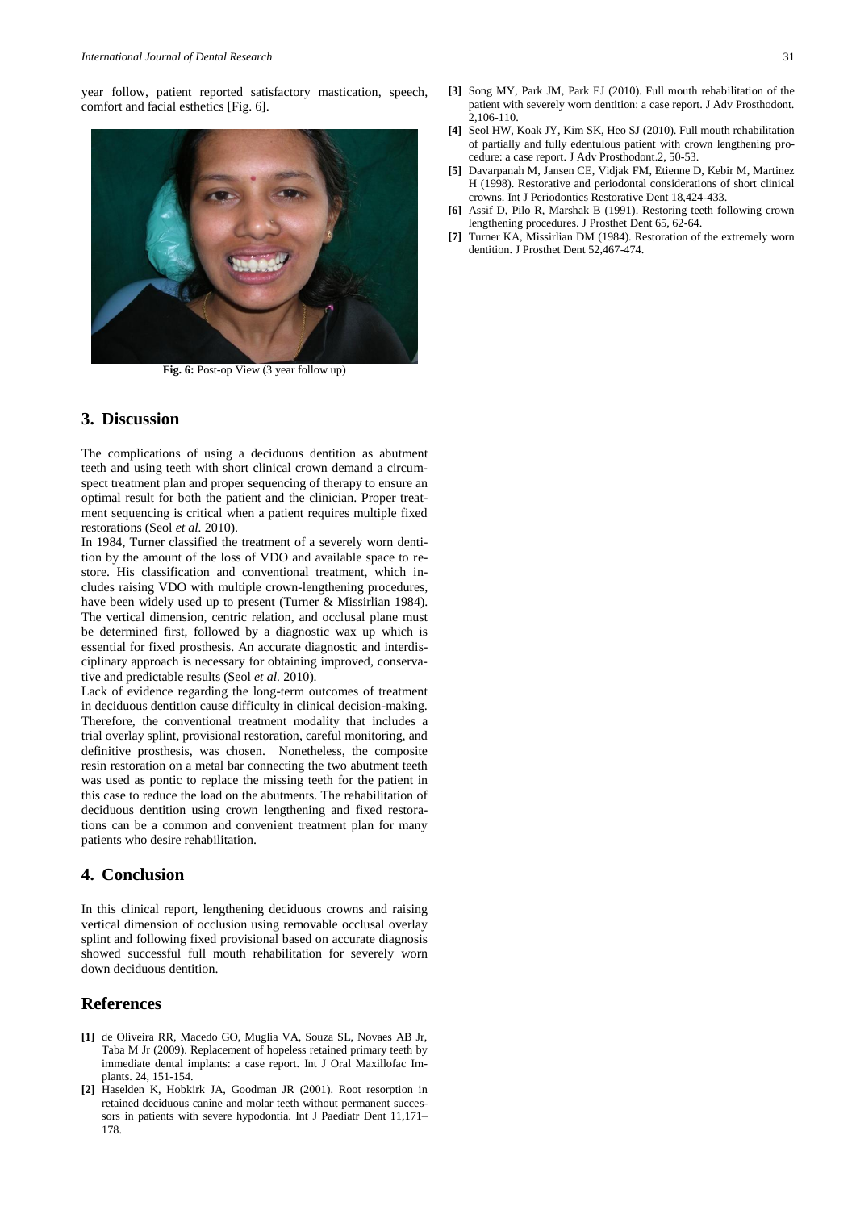year follow, patient reported satisfactory mastication, speech, comfort and facial esthetics [Fig. 6].

**Fig. 6:** Post-op View (3 year follow up)

## 3. Discussion

The complications of using a deciduous dentition as abutment teeth and using teeth with short clinical crown demand a circumspect treatment plan and proper sequencing of therapy to ensure an optimal result for both the patient and the clinician. Proper treatment sequencing is critical when a patient requires multiple fixed restorations (Seol *et al.* 2010).

In 1984, Turner classified the treatment of a severely worn dentition by the amount of the loss of VDO and available space to restore. His classification and conventional treatment, which includes raising VDO with multiple crown-lengthening procedures, have been widely used up to present (Turner & Missirlian 1984). The vertical dimension, centric relation, and occlusal plane must be determined first, followed by a diagnostic wax up which is essential for fixed prosthesis. An accurate diagnostic and interdisciplinary approach is necessary for obtaining improved, conservative and predictable results (Seol *et al.* 2010).

Lack of evidence regarding the long-term outcomes of treatment in deciduous dentition cause difficulty in clinical decision-making. Therefore, the conventional treatment modality that includes a trial overlay splint, provisional restoration, careful monitoring, and definitive prosthesis, was chosen. Nonetheless, the composite resin restoration on a metal bar connecting the two abutment teeth was used as pontic to replace the missing teeth for the patient in this case to reduce the load on the abutments. The rehabilitation of deciduous dentition using crown lengthening and fixed restorations can be a common and convenient treatment plan for many patients who desire rehabilitation.

## 4. Conclusion

In this clinical report, lengthening deciduous crowns and raising vertical dimension of occlusion using removable occlusal overlay splint and following fixed provisional based on accurate diagnosis showed successful full mouth rehabilitation for severely worn down deciduous dentition.

## References

**[1]** de Oliveira RR, Macedo GO, Muglia VA, Souza SL, Novaes AB Jr, Taba M Jr (2009). Replacement of hopeless retained primary teeth by immediate dental implants: a case report. Int J Oral Maxillofac Implants. 24, 151-154.

**[2]** Haselden K, Hobkirk JA, Goodman JR (2001). Root resorption in retained deciduous canine and molar teeth without permanent successors in patients with severe hypodontia. Int J Paediatr Dent 11,171–178.

**[3]** Song MY, Park JM, Park EJ (2010). Full mouth rehabilitation of the patient with severely worn dentition: a case report. J Adv Prosthodont. 2,106-110.

**[4]** Seol HW, Koak JY, Kim SK, Heo SJ (2010). Full mouth rehabilitation of partially and fully edentulous patient with crown lengthening procedure: a case report. J Adv Prosthodont.2, 50-53.

**[5]** Davarpanah M, Jansen CE, Vidjak FM, Etienne D, Kebir M, Martinez H (1998). Restorative and periodontal considerations of short clinical crowns. Int J Periodontics Restorative Dent 18,424-433.

**[6]** Assif D, Pilo R, Marshak B (1991). Restoring teeth following crown lengthening procedures. J Prosthet Dent 65, 62-64.

**[7]** Turner KA, Missirlian DM (1984). Restoration of the extremely worn dentition. J Prosthet Dent 52,467-474.